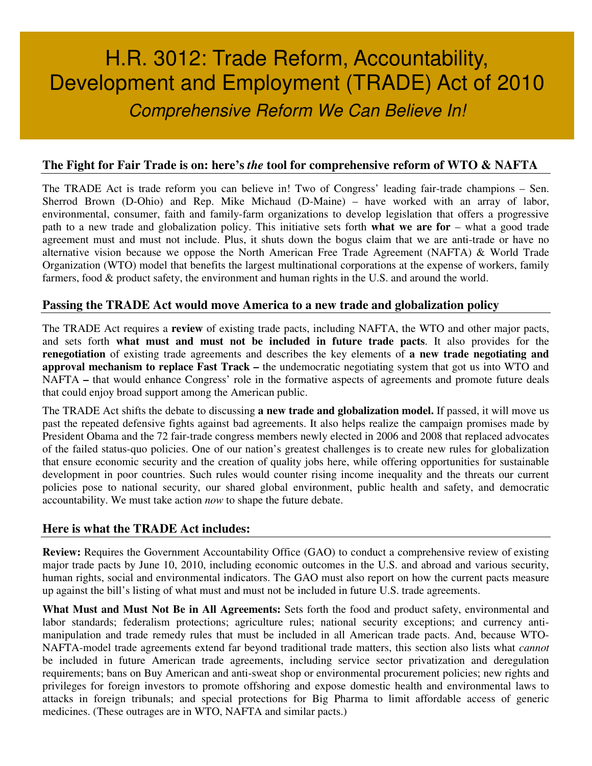# H.R. 3012: Trade Reform, Accountability, Development and Employment (TRADE) Act of 2010

*Comprehensive Reform We Can Believe In!*

## The Fight for Fair Trade is on: here's *the* tool for comprehensive reform of WTO & NAFTA

The TRADE Act is trade reform you can believe in! Two of Congress' leading fair-trade champions – Sen. Sherrod Brown (D-Ohio) and Rep. Mike Michaud (D-Maine) – have worked with an array of labor, environmental, consumer, faith and family-farm organizations to develop legislation that offers a progressive path to a new trade and globalization policy. This initiative sets forth **what we are for** – what a good trade agreement must and must not include. Plus, it shuts down the bogus claim that we are anti-trade or have no alternative vision because we oppose the North American Free Trade Agreement (NAFTA) & World Trade Organization (WTO) model that benefits the largest multinational corporations at the expense of workers, family farmers, food & product safety, the environment and human rights in the U.S. and around the world.

## Passing the TRADE Act would move America to a new trade and globalization policy

The TRADE Act requires a **review** of existing trade pacts, including NAFTA, the WTO and other major pacts, and sets forth **what must and must not be included in future trade pacts**. It also provides for the **renegotiation** of existing trade agreements and describes the key elements of **a new trade negotiating and approval mechanism to replace Fast Track –** the undemocratic negotiating system that got us into WTO and NAFTA **–** that would enhance Congress' role in the formative aspects of agreements and promote future deals that could enjoy broad support among the American public.

The TRADE Act shifts the debate to discussing **a new trade and globalization model.** If passed, it will move us past the repeated defensive fights against bad agreements. It also helps realize the campaign promises made by President Obama and the 72 fair-trade congress members newly elected in 2006 and 2008 that replaced advocates of the failed status-quo policies. One of our nation's greatest challenges is to create new rules for globalization that ensure economic security and the creation of quality jobs here, while offering opportunities for sustainable development in poor countries. Such rules would counter rising income inequality and the threats our current policies pose to national security, our shared global environment, public health and safety, and democratic accountability. We must take action *now* to shape the future debate.

## Here is what the TRADE Act includes:

**Review:** Requires the Government Accountability Office (GAO) to conduct a comprehensive review of existing major trade pacts by June 10, 2010, including economic outcomes in the U.S. and abroad and various security, human rights, social and environmental indicators. The GAO must also report on how the current pacts measure up against the bill's listing of what must and must not be included in future U.S. trade agreements.

**What Must and Must Not Be in All Agreements:** Sets forth the food and product safety, environmental and labor standards; federalism protections; agriculture rules; national security exceptions; and currency anti-manipulation and trade remedy rules that must be included in all American trade pacts. And, because WTO-NAFTA-model trade agreements extend far beyond traditional trade matters, this section also lists what *cannot* be included in future American trade agreements, including service sector privatization and deregulation requirements; bans on Buy American and anti-sweat shop or environmental procurement policies; new rights and privileges for foreign investors to promote offshoring and expose domestic health and environmental laws to attacks in foreign tribunals; and special protections for Big Pharma to limit affordable access of generic medicines. (These outrages are in WTO, NAFTA and similar pacts.)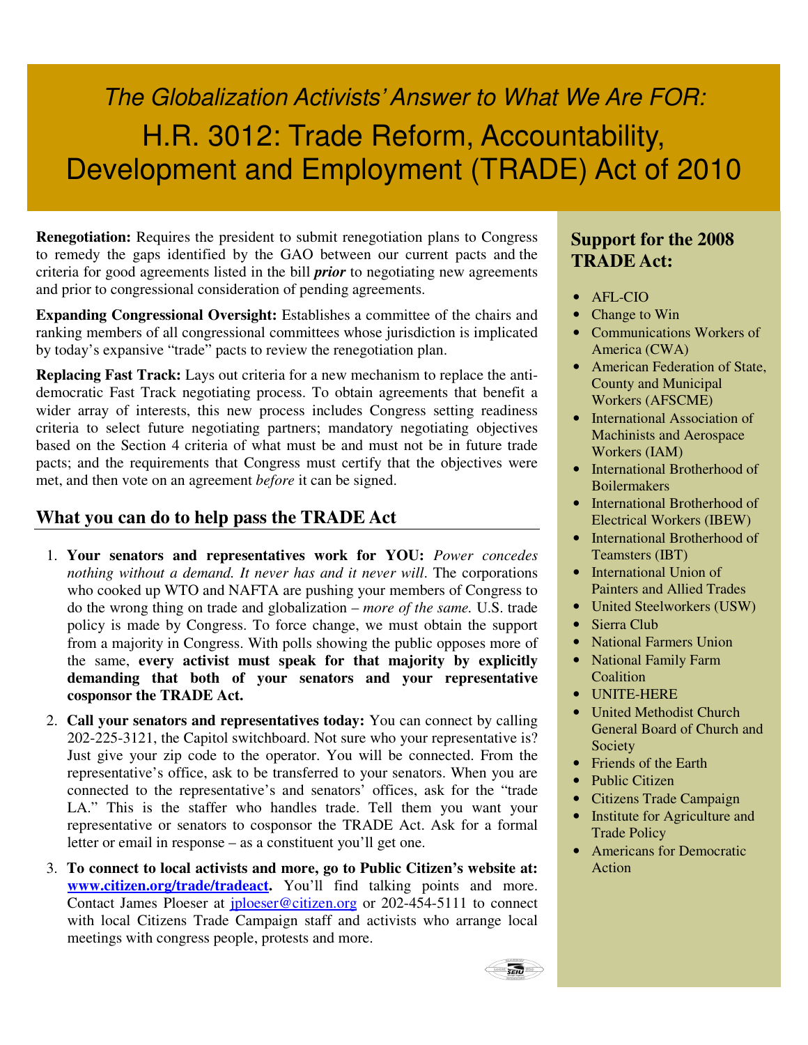*The Globalization Activists' Answer to What We Are FOR:*

# H.R. 3012: Trade Reform, Accountability, Development and Employment (TRADE) Act of 2010

**Renegotiation:** Requires the president to submit renegotiation plans to Congress to remedy the gaps identified by the GAO between our current pacts and the criteria for good agreements listed in the bill ***prior*** to negotiating new agreements and prior to congressional consideration of pending agreements.

**Expanding Congressional Oversight:** Establishes a committee of the chairs and ranking members of all congressional committees whose jurisdiction is implicated by today's expansive "trade" pacts to review the renegotiation plan.

**Replacing Fast Track:** Lays out criteria for a new mechanism to replace the anti-democratic Fast Track negotiating process. To obtain agreements that benefit a wider array of interests, this new process includes Congress setting readiness criteria to select future negotiating partners; mandatory negotiating objectives based on the Section 4 criteria of what must be and must not be in future trade pacts; and the requirements that Congress must certify that the objectives were met, and then vote on an agreement *before* it can be signed.

## What you can do to help pass the TRADE Act

1. **Your senators and representatives work for YOU:** *Power concedes nothing without a demand. It never has and it never will*. The corporations who cooked up WTO and NAFTA are pushing your members of Congress to do the wrong thing on trade and globalization – *more of the same.* U.S. trade policy is made by Congress. To force change, we must obtain the support from a majority in Congress. With polls showing the public opposes more of the same, **every activist must speak for that majority by explicitly demanding that both of your senators and your representative cosponsor the TRADE Act.**
2. **Call your senators and representatives today:** You can connect by calling 202-225-3121, the Capitol switchboard. Not sure who your representative is? Just give your zip code to the operator. You will be connected. From the representative's office, ask to be transferred to your senators. When you are connected to the representative's and senators' offices, ask for the "trade LA." This is the staffer who handles trade. Tell them you want your representative or senators to cosponsor the TRADE Act. Ask for a formal letter or email in response – as a constituent you'll get one.
3. **To connect to local activists and more, go to Public Citizen's website at: www.citizen.org/trade/tradeact.** You'll find talking points and more. Contact James Ploeser at jploeser@citizen.org or 202-454-5111 to connect with local Citizens Trade Campaign staff and activists who arrange local meetings with congress people, protests and more.

## Support for the 2008 TRADE Act:

- AFL-CIO
- Change to Win
- Communications Workers of America (CWA)
- American Federation of State, County and Municipal Workers (AFSCME)
- International Association of Machinists and Aerospace Workers (IAM)
- International Brotherhood of Boilermakers
- International Brotherhood of Electrical Workers (IBEW)
- International Brotherhood of Teamsters (IBT)
- International Union of Painters and Allied Trades
- United Steelworkers (USW)
- Sierra Club
- National Farmers Union
- National Family Farm Coalition
- UNITE-HERE
- United Methodist Church General Board of Church and Society
- Friends of the Earth
- Public Citizen
- Citizens Trade Campaign
- Institute for Agriculture and Trade Policy
- Americans for Democratic Action